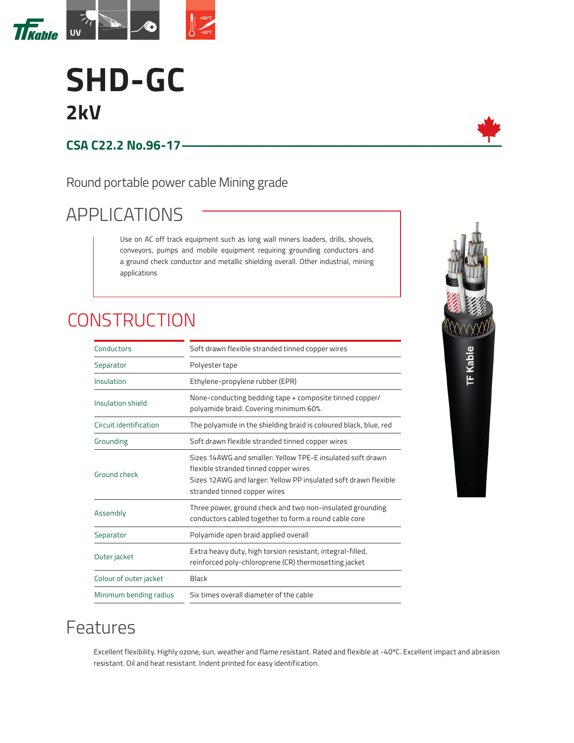# SHD-GC

## 2kV

**CSA C22.2 No.96-17**

Round portable power cable Mining grade

## APPLICATIONS

Use on AC off track equipment such as long wall miners loaders, drills, shovels, conveyors, pumps and mobile equipment requiring grounding conductors and a ground check conductor and metallic shielding overall. Other industrial, mining applications

## CONSTRUCTION

| | |
|---|---|
| Conductors | Soft drawn flexible stranded tinned copper wires |
| Separator | Polyester tape |
| Insulation | Ethylene-propylene rubber (EPR) |
| Insulation shield | None-conducting bedding tape + composite tinned copper/ polyamide braid. Covering minimum 60%. |
| Circuit identification | The polyamide in the shielding braid is coloured black, blue, red |
| Grounding | Soft drawn flexible stranded tinned copper wires |
| Ground check | Sizes 14AWG and smaller: Yellow TPE-E insulated soft drawn flexible stranded tinned copper wires<br>Sizes 12AWG and larger: Yellow PP insulated soft drawn flexible stranded tinned copper wires |
| Assembly | Three power, ground check and two non-insulated grounding conductors cabled together to form a round cable core |
| Separator | Polyamide open braid applied overall |
| Outer jacket | Extra heavy duty, high torsion resistant, integral-filled, reinforced poly-chloroprene (CR) thermosetting jacket |
| Colour of outer jacket | Black |
| Minimum bending radius | Six times overall diameter of the cable |

## Features

Excellent flexibility. Highly ozone, sun, weather and flame resistant. Rated and flexible at -40°C. Excellent impact and abrasion resistant. Oil and heat resistant. Indent printed for easy identification.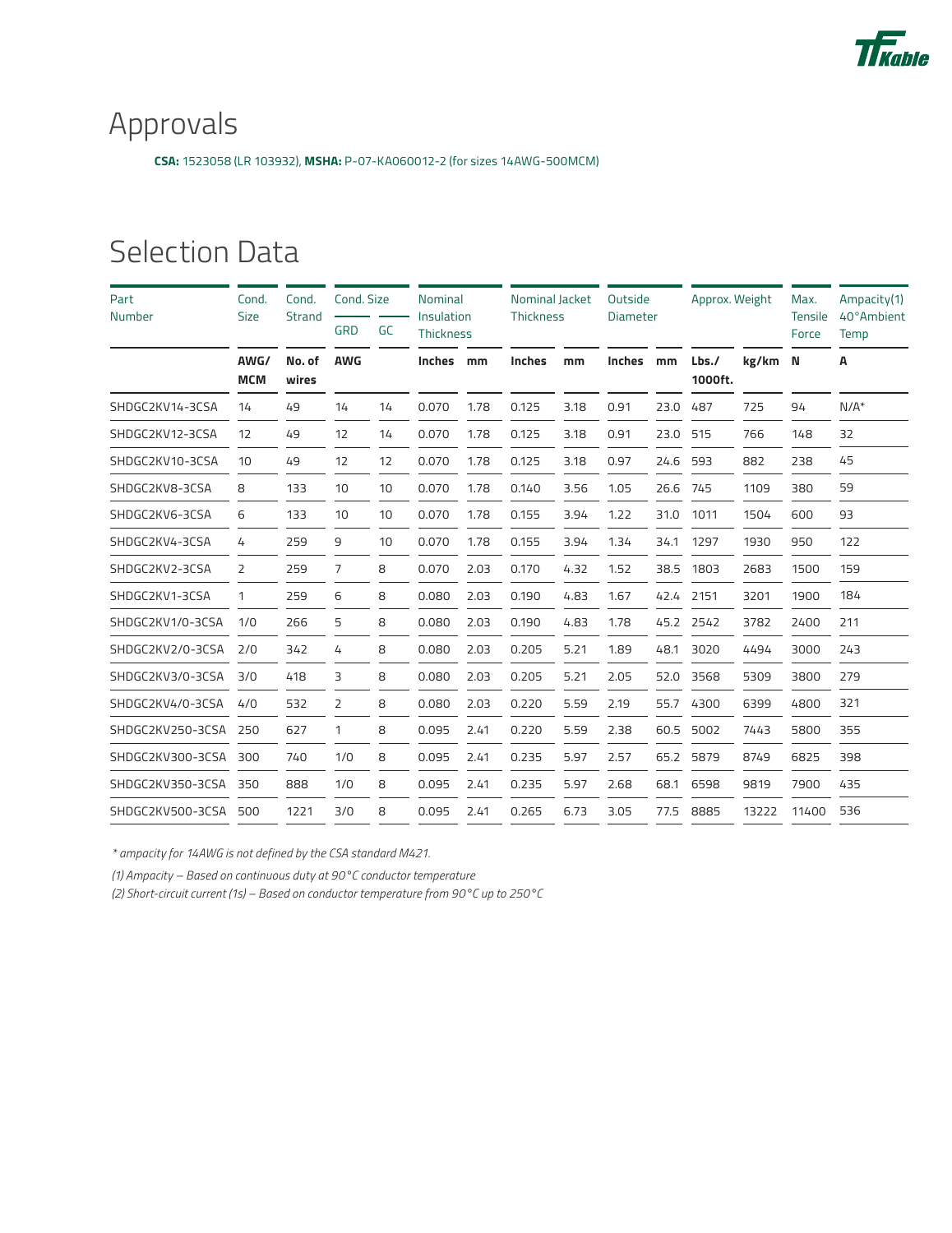# Approvals

**CSA:** 1523058 (LR 103932), **MSHA:** P-07-KA060012-2 (for sizes 14AWG-500MCM)

# Selection Data

| Part Number | Cond. Size | Cond. Strand | Cond. Size | | Nominal Insulation Thickness | | Nominal Jacket Thickness | | Outside Diameter | | Approx. Weight | | Max. Tensile Force | Ampacity(1) 40°Ambient Temp |
|---|---|---|---|---|---|---|---|---|---|---|---|---|---|---|
| | | | GRD | GC | | | | | | | | | | |
| | **AWG/ MCM** | **No. of wires** | **AWG** | | **Inches** | **mm** | **Inches** | **mm** | **Inches** | **mm** | **Lbs./ 1000ft.** | **kg/km** | **N** | **A** |
| SHDGC2KV14-3CSA | 14 | 49 | 14 | 14 | 0.070 | 1.78 | 0.125 | 3.18 | 0.91 | 23.0 | 487 | 725 | 94 | N/A* |
| SHDGC2KV12-3CSA | 12 | 49 | 12 | 14 | 0.070 | 1.78 | 0.125 | 3.18 | 0.91 | 23.0 | 515 | 766 | 148 | 32 |
| SHDGC2KV10-3CSA | 10 | 49 | 12 | 12 | 0.070 | 1.78 | 0.125 | 3.18 | 0.97 | 24.6 | 593 | 882 | 238 | 45 |
| SHDGC2KV8-3CSA | 8 | 133 | 10 | 10 | 0.070 | 1.78 | 0.140 | 3.56 | 1.05 | 26.6 | 745 | 1109 | 380 | 59 |
| SHDGC2KV6-3CSA | 6 | 133 | 10 | 10 | 0.070 | 1.78 | 0.155 | 3.94 | 1.22 | 31.0 | 1011 | 1504 | 600 | 93 |
| SHDGC2KV4-3CSA | 4 | 259 | 9 | 10 | 0.070 | 1.78 | 0.155 | 3.94 | 1.34 | 34.1 | 1297 | 1930 | 950 | 122 |
| SHDGC2KV2-3CSA | 2 | 259 | 7 | 8 | 0.070 | 2.03 | 0.170 | 4.32 | 1.52 | 38.5 | 1803 | 2683 | 1500 | 159 |
| SHDGC2KV1-3CSA | 1 | 259 | 6 | 8 | 0.080 | 2.03 | 0.190 | 4.83 | 1.67 | 42.4 | 2151 | 3201 | 1900 | 184 |
| SHDGC2KV1/0-3CSA | 1/0 | 266 | 5 | 8 | 0.080 | 2.03 | 0.190 | 4.83 | 1.78 | 45.2 | 2542 | 3782 | 2400 | 211 |
| SHDGC2KV2/0-3CSA | 2/0 | 342 | 4 | 8 | 0.080 | 2.03 | 0.205 | 5.21 | 1.89 | 48.1 | 3020 | 4494 | 3000 | 243 |
| SHDGC2KV3/0-3CSA | 3/0 | 418 | 3 | 8 | 0.080 | 2.03 | 0.205 | 5.21 | 2.05 | 52.0 | 3568 | 5309 | 3800 | 279 |
| SHDGC2KV4/0-3CSA | 4/0 | 532 | 2 | 8 | 0.080 | 2.03 | 0.220 | 5.59 | 2.19 | 55.7 | 4300 | 6399 | 4800 | 321 |
| SHDGC2KV250-3CSA | 250 | 627 | 1 | 8 | 0.095 | 2.41 | 0.220 | 5.59 | 2.38 | 60.5 | 5002 | 7443 | 5800 | 355 |
| SHDGC2KV300-3CSA | 300 | 740 | 1/0 | 8 | 0.095 | 2.41 | 0.235 | 5.97 | 2.57 | 65.2 | 5879 | 8749 | 6825 | 398 |
| SHDGC2KV350-3CSA | 350 | 888 | 1/0 | 8 | 0.095 | 2.41 | 0.235 | 5.97 | 2.68 | 68.1 | 6598 | 9819 | 7900 | 435 |
| SHDGC2KV500-3CSA | 500 | 1221 | 3/0 | 8 | 0.095 | 2.41 | 0.265 | 6.73 | 3.05 | 77.5 | 8885 | 13222 | 11400 | 536 |

*\* ampacity for 14AWG is not defined by the CSA standard M421.*

*(1) Ampacity – Based on continuous duty at 90°C conductor temperature*

*(2) Short-circuit current (1s) – Based on conductor temperature from 90°C up to 250°C*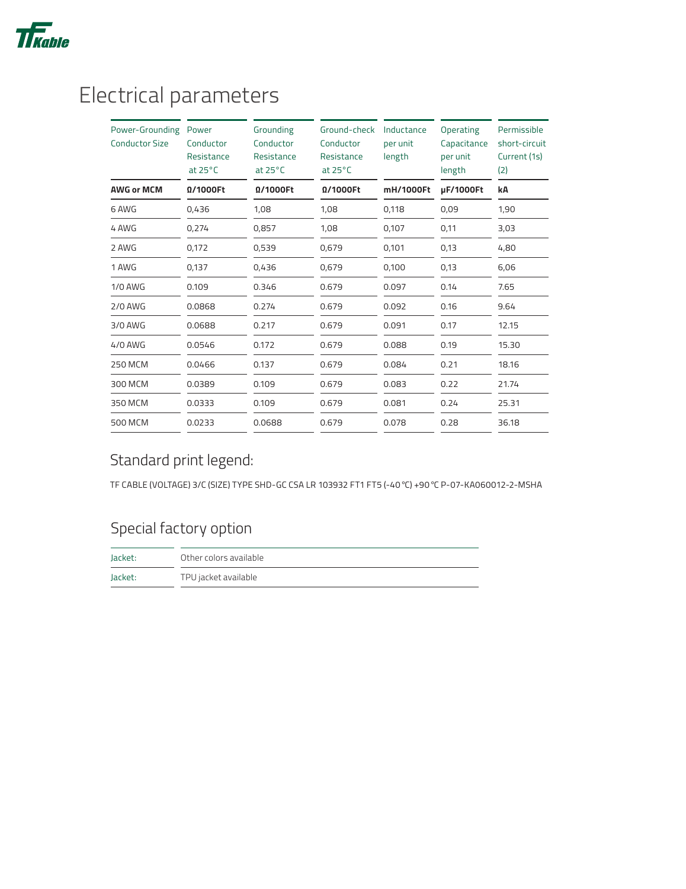# Electrical parameters

| Power-Grounding Conductor Size | Power Conductor Resistance at 25°C | Grounding Conductor Resistance at 25°C | Ground-check Conductor Resistance at 25°C | Inductance per unit length | Operating Capacitance per unit length | Permissible short-circuit Current (1s) (2) |
|---|---|---|---|---|---|---|
| **AWG or MCM** | **Ω/1000Ft** | **Ω/1000Ft** | **Ω/1000Ft** | **mH/1000Ft** | **μF/1000Ft** | **kA** |
| 6 AWG | 0,436 | 1,08 | 1,08 | 0,118 | 0,09 | 1,90 |
| 4 AWG | 0,274 | 0,857 | 1,08 | 0,107 | 0,11 | 3,03 |
| 2 AWG | 0,172 | 0,539 | 0,679 | 0,101 | 0,13 | 4,80 |
| 1 AWG | 0,137 | 0,436 | 0,679 | 0,100 | 0,13 | 6,06 |
| 1/0 AWG | 0.109 | 0.346 | 0.679 | 0.097 | 0.14 | 7.65 |
| 2/0 AWG | 0.0868 | 0.274 | 0.679 | 0.092 | 0.16 | 9.64 |
| 3/0 AWG | 0.0688 | 0.217 | 0.679 | 0.091 | 0.17 | 12.15 |
| 4/0 AWG | 0.0546 | 0.172 | 0.679 | 0.088 | 0.19 | 15.30 |
| 250 MCM | 0.0466 | 0.137 | 0.679 | 0.084 | 0.21 | 18.16 |
| 300 MCM | 0.0389 | 0.109 | 0.679 | 0.083 | 0.22 | 21.74 |
| 350 MCM | 0.0333 | 0.109 | 0.679 | 0.081 | 0.24 | 25.31 |
| 500 MCM | 0.0233 | 0.0688 | 0.679 | 0.078 | 0.28 | 36.18 |

## Standard print legend:

TF CABLE (VOLTAGE) 3/C (SIZE) TYPE SHD-GC CSA LR 103932 FT1 FT5 (-40 °C) +90 °C P-07-KA060012-2-MSHA

## Special factory option

| | |
|---|---|
| Jacket: | Other colors available |
| Jacket: | TPU jacket available |